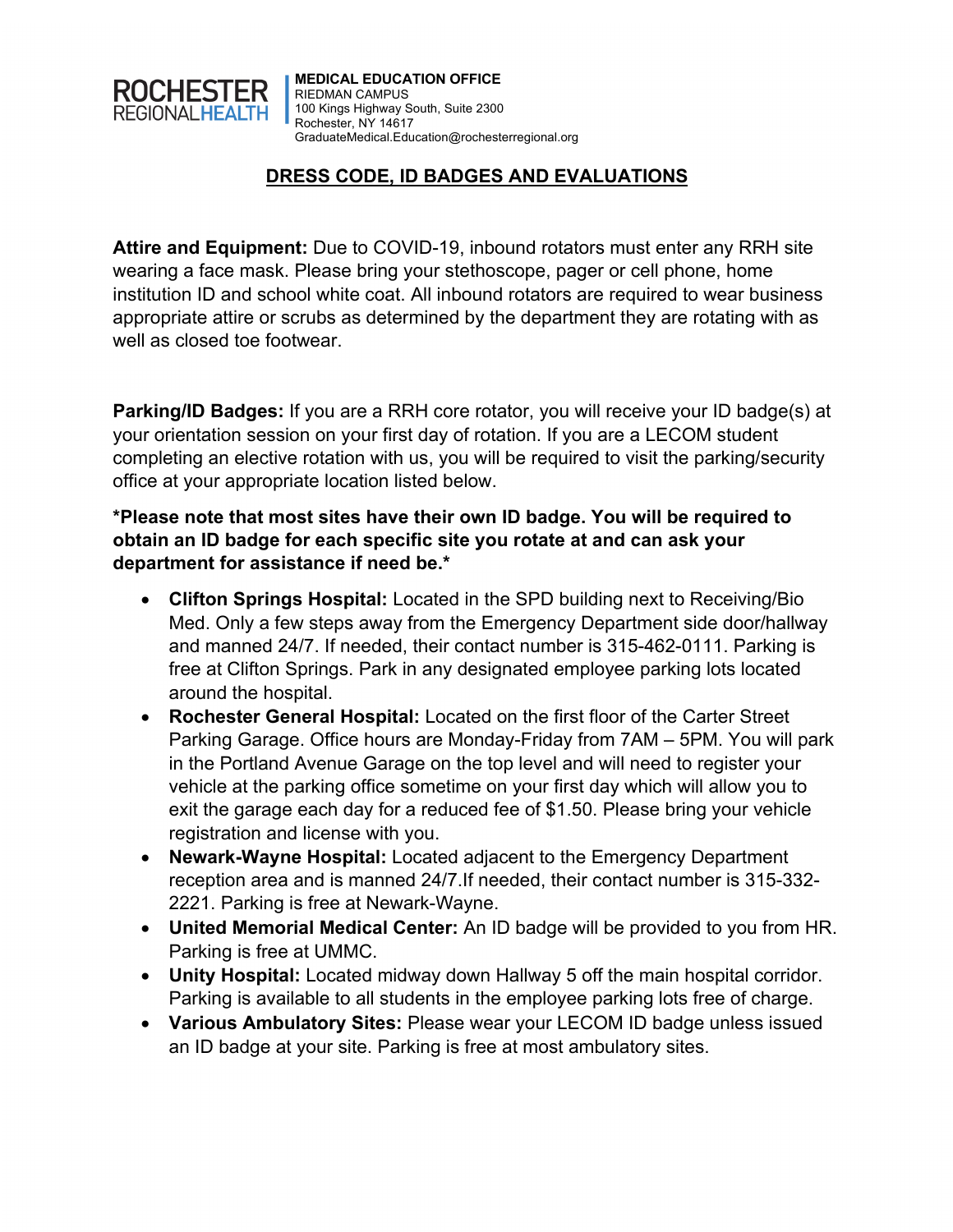ROCHESTER REGIONAL HEALTH

**MEDICAL EDUCATION OFFICE**
RIEDMAN CAMPUS
100 Kings Highway South, Suite 2300
Rochester, NY 14617
GraduateMedical.Education@rochesterregional.org

# DRESS CODE, ID BADGES AND EVALUATIONS

**Attire and Equipment:** Due to COVID-19, inbound rotators must enter any RRH site wearing a face mask. Please bring your stethoscope, pager or cell phone, home institution ID and school white coat. All inbound rotators are required to wear business appropriate attire or scrubs as determined by the department they are rotating with as well as closed toe footwear.

**Parking/ID Badges:** If you are a RRH core rotator, you will receive your ID badge(s) at your orientation session on your first day of rotation. If you are a LECOM student completing an elective rotation with us, you will be required to visit the parking/security office at your appropriate location listed below.

**\*Please note that most sites have their own ID badge. You will be required to obtain an ID badge for each specific site you rotate at and can ask your department for assistance if need be.\***

- **Clifton Springs Hospital:** Located in the SPD building next to Receiving/Bio Med. Only a few steps away from the Emergency Department side door/hallway and manned 24/7. If needed, their contact number is 315-462-0111. Parking is free at Clifton Springs. Park in any designated employee parking lots located around the hospital.
- **Rochester General Hospital:** Located on the first floor of the Carter Street Parking Garage. Office hours are Monday-Friday from 7AM – 5PM. You will park in the Portland Avenue Garage on the top level and will need to register your vehicle at the parking office sometime on your first day which will allow you to exit the garage each day for a reduced fee of $1.50. Please bring your vehicle registration and license with you.
- **Newark-Wayne Hospital:** Located adjacent to the Emergency Department reception area and is manned 24/7.If needed, their contact number is 315-332-2221. Parking is free at Newark-Wayne.
- **United Memorial Medical Center:** An ID badge will be provided to you from HR. Parking is free at UMMC.
- **Unity Hospital:** Located midway down Hallway 5 off the main hospital corridor. Parking is available to all students in the employee parking lots free of charge.
- **Various Ambulatory Sites:** Please wear your LECOM ID badge unless issued an ID badge at your site. Parking is free at most ambulatory sites.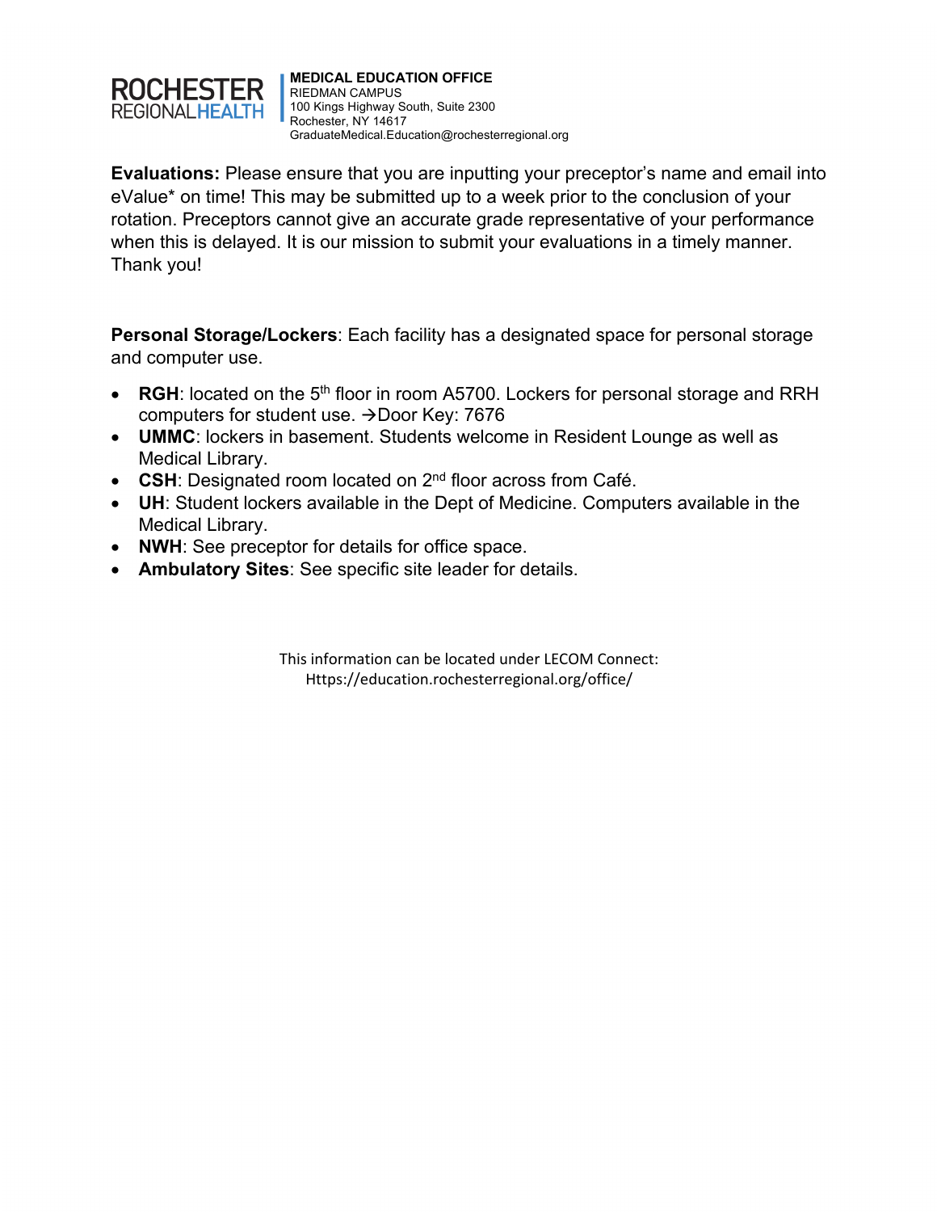**Evaluations:** Please ensure that you are inputting your preceptor's name and email into eValue* on time! This may be submitted up to a week prior to the conclusion of your rotation. Preceptors cannot give an accurate grade representative of your performance when this is delayed. It is our mission to submit your evaluations in a timely manner. Thank you!

**Personal Storage/Lockers**: Each facility has a designated space for personal storage and computer use.

- **RGH**: located on the 5th floor in room A5700. Lockers for personal storage and RRH computers for student use. →Door Key: 7676
- **UMMC**: lockers in basement. Students welcome in Resident Lounge as well as Medical Library.
- **CSH**: Designated room located on 2nd floor across from Café.
- **UH**: Student lockers available in the Dept of Medicine. Computers available in the Medical Library.
- **NWH**: See preceptor for details for office space.
- **Ambulatory Sites**: See specific site leader for details.

This information can be located under LECOM Connect:
Https://education.rochesterregional.org/office/